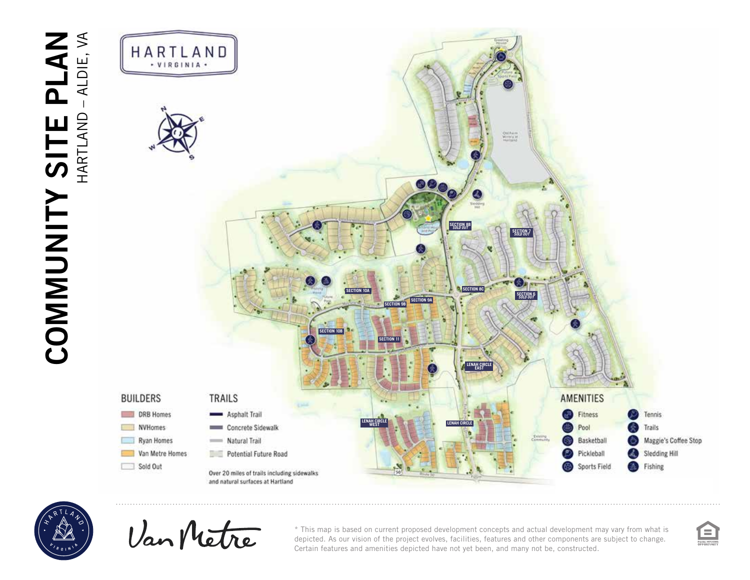# COMMUNITY SITE PLAN

HARTLAND – ALDIE, VA

HARTLAND
• VIRGINIA •

SECTION 8B *SOLD OUT*

SECTION 7 *SOLD OUT*

SECTION 10A

SECTION 8C

SECTION 9A

SECTION 9B

SECTION 6 *SOLD OUT*

SECTION 10B

SECTION 11

LENAH CIRCLE EAST

LENAH CIRCLE WEST

LENAH CIRCLE

## BUILDERS

- DRB Homes
- NVHomes
- Ryan Homes
- Van Metre Homes
- Sold Out

## TRAILS

- Asphalt Trail
- Concrete Sidewalk
- Natural Trail
- Potential Future Road

Over 20 miles of trails including sidewalks and natural surfaces at Hartland

## AMENITIES

- Fitness
- Pool
- Basketball
- Pickleball
- Sports Field
- Tennis
- Trails
- Maggie's Coffee Stop
- Sledding Hill
- Fishing

Van Metre

* This map is based on current proposed development concepts and actual development may vary from what is depicted. As our vision of the project evolves, facilities, features and other components are subject to change. Certain features and amenities depicted have not yet been, and many not be, constructed.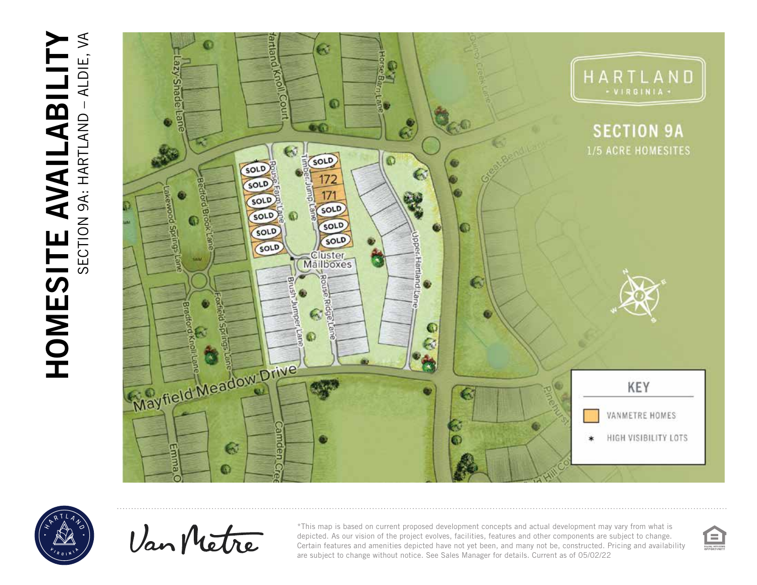# HOMESITE AVAILABILITY

SECTION 9A: HARTLAND – ALDIE, VA

HARTLAND
• VIRGINIA •

## SECTION 9A

1/5 ACRE HOMESITES

Lazy Shade Lane
Hartland Knoll Court
Horse Barn Lane
Quincy Creek Lane
Great Bend Lane
Rouse Farm Lane
Timber Jump Lane
Upper Hartland Lane
Bedford Brook Lane
Lakewood Springs Lane
Foxfield Springs Lane
Bradford Knoll Lane
Brush Jumper Lane
Rouse Ridge Lane
Mayfield Meadow Drive
Emma O
Camden Cree
Pinehurst
Old Hill Co

Cluster Mailboxes

SOLD
SOLD
SOLD
SOLD
SOLD
SOLD
SOLD
172
171
SOLD
SOLD
SOLD

N
E
W
S

**KEY**

| | |
|---|---|
| (orange) | VANMETRE HOMES |
| * | HIGH VISIBILITY LOTS |

Van Metre

*This map is based on current proposed development concepts and actual development may vary from what is depicted. As our vision of the project evolves, facilities, features and other components are subject to change. Certain features and amenities depicted have not yet been, and many not be, constructed. Pricing and availability are subject to change without notice. See Sales Manager for details. Current as of 05/02/22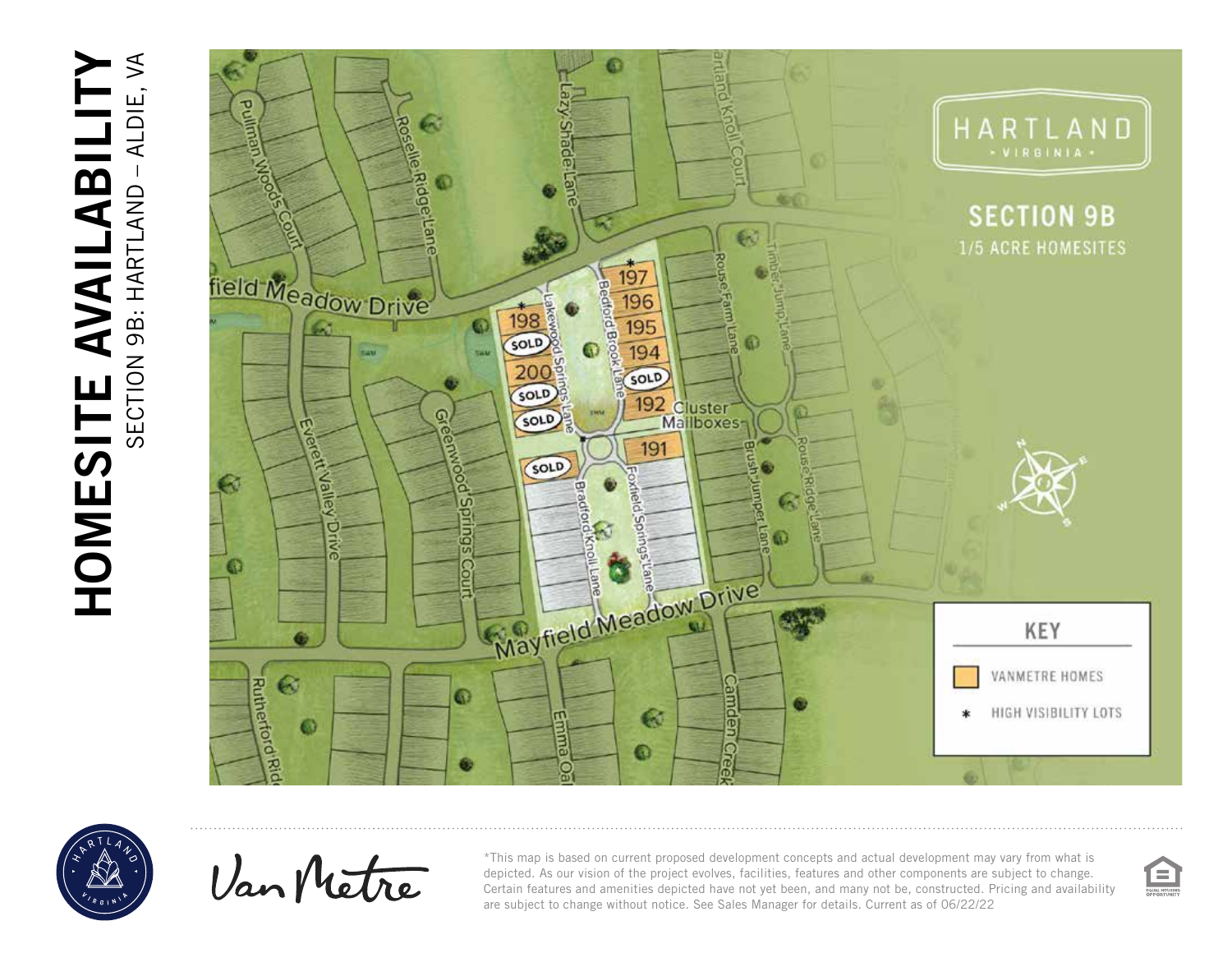# HOMESITE AVAILABILITY

SECTION 9B: HARTLAND – ALDIE, VA

HARTLAND
• VIRGINIA •

## SECTION 9B

1/5 ACRE HOMESITES

field Meadow Drive

Mayfield Meadow Drive

Pullman Woods Court

Roselle Ridge Lane

Lazy Shade Lane

Hartland Knoll Court

Lakewood Springs Lane

Bedford Brook Lane

Rouse Farm Lane

Timber Jump Lane

Everett Valley Drive

Greenwood Springs Court

Bradford Knoll Lane

Foxfield Springs Lane

Brush Jumper Lane

Rouse Ridge Lane

Rutherford Rid

Emma Oak

Camden Creek

Cluster Mailboxes

198 *

SOLD

200

SOLD

SOLD

SOLD

197 *

196

195

194

SOLD

192

191

KEY

- VANMETRE HOMES
- * HIGH VISIBILITY LOTS

HARTLAND VIRGINIA

Van Metre

*This map is based on current proposed development concepts and actual development may vary from what is depicted. As our vision of the project evolves, facilities, features and other components are subject to change. Certain features and amenities depicted have not yet been, and many not be, constructed. Pricing and availability are subject to change without notice. See Sales Manager for details. Current as of 06/22/22

EQUAL HOUSING OPPORTUNITY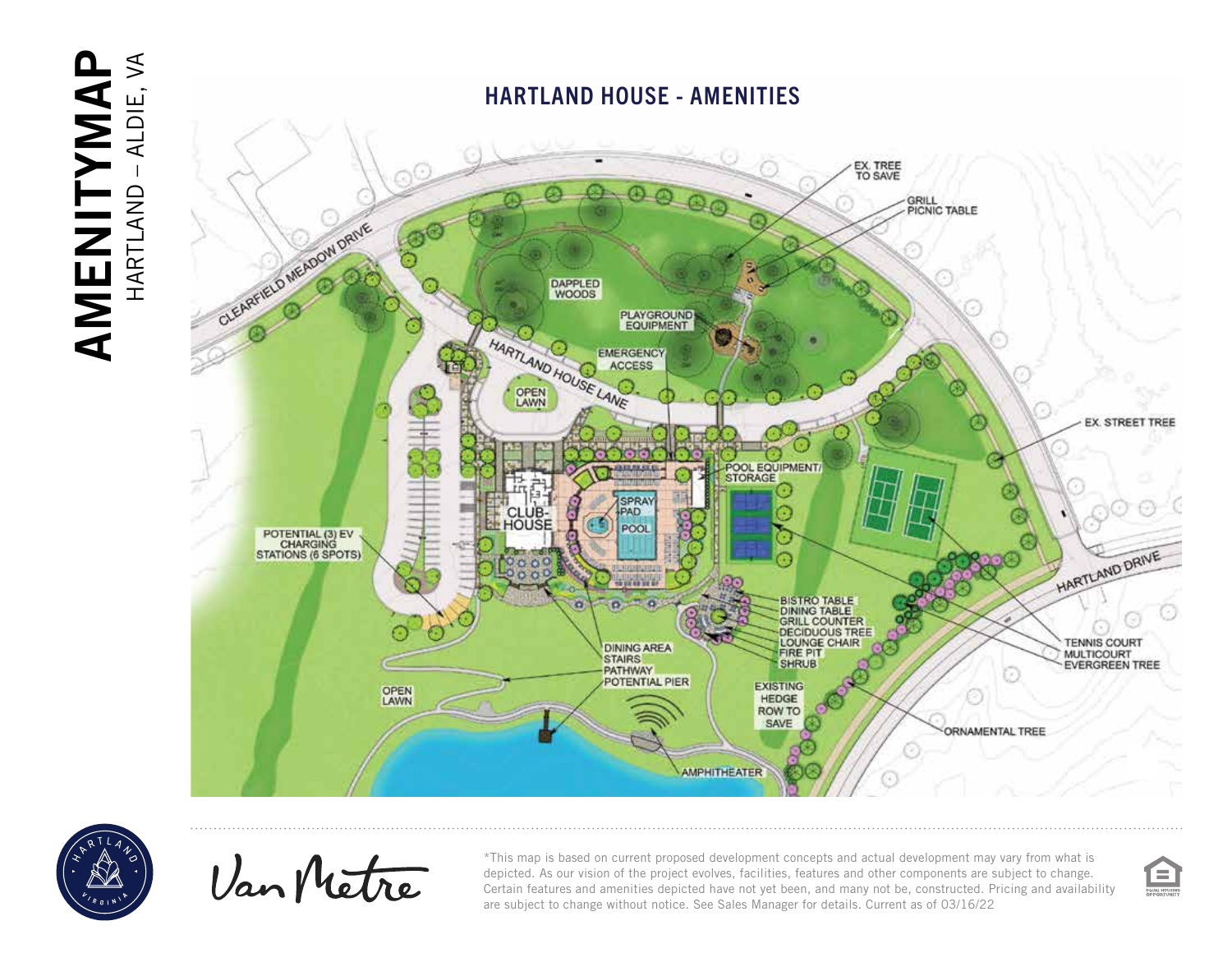# AMENITYMAP

HARTLAND – ALDIE, VA

## HARTLAND HOUSE - AMENITIES

EX. TREE TO SAVE

GRILL

PICNIC TABLE

CLEARFIELD MEADOW DRIVE

DAPPLED WOODS

PLAYGROUND EQUIPMENT

EMERGENCY ACCESS

HARTLAND HOUSE LANE

OPEN LAWN

EX. STREET TREE

POOL EQUIPMENT/ STORAGE

SPRAY PAD

POOL

CLUB-HOUSE

POTENTIAL (3) EV CHARGING STATIONS (6 SPOTS)

HARTLAND DRIVE

BISTRO TABLE

DINING TABLE

GRILL COUNTER

DECIDUOUS TREE

LOUNGE CHAIR

FIRE PIT

SHRUB

TENNIS COURT

MULTICOURT

EVERGREEN TREE

DINING AREA

STAIRS

PATHWAY

POTENTIAL PIER

OPEN LAWN

EXISTING HEDGE ROW TO SAVE

ORNAMENTAL TREE

AMPHITHEATER

HARTLAND VIRGINIA

Van Metre

*This map is based on current proposed development concepts and actual development may vary from what is depicted. As our vision of the project evolves, facilities, features and other components are subject to change. Certain features and amenities depicted have not yet been, and many not be, constructed. Pricing and availability are subject to change without notice. See Sales Manager for details. Current as of 03/16/22

EQUAL HOUSING OPPORTUNITY